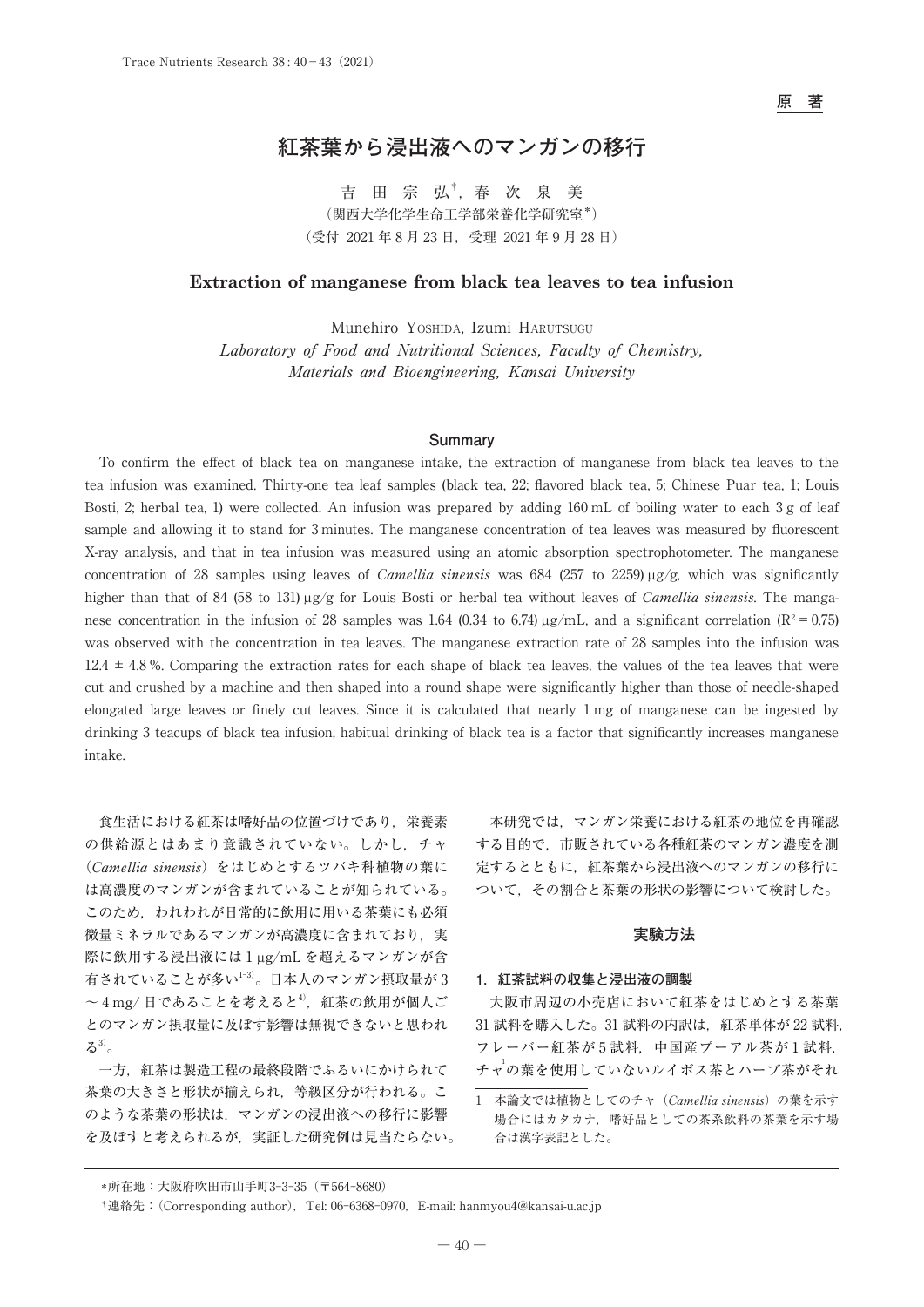原　著

# 紅茶葉から浸出液へのマンガンの移行

吉 田 宗 弘[†]，春 次 泉 美

（関西大学化学生命工学部栄養化学研究室[*]）

（受付 2021 年 8 月 23 日，受理 2021 年 9 月 28 日）

## Extraction of manganese from black tea leaves to tea infusion

Munehiro Yoshida, Izumi Harutsugu

*Laboratory of Food and Nutritional Sciences, Faculty of Chemistry, Materials and Bioengineering, Kansai University*

### Summary

To confirm the effect of black tea on manganese intake, the extraction of manganese from black tea leaves to the tea infusion was examined. Thirty-one tea leaf samples (black tea, 22; flavored black tea, 5; Chinese Puar tea, 1; Louis Bosti, 2; herbal tea, 1) were collected. An infusion was prepared by adding 160 mL of boiling water to each 3 g of leaf sample and allowing it to stand for 3 minutes. The manganese concentration of tea leaves was measured by fluorescent X-ray analysis, and that in tea infusion was measured using an atomic absorption spectrophotometer. The manganese concentration of 28 samples using leaves of *Camellia sinensis* was 684 (257 to 2259) μg/g, which was significantly higher than that of 84 (58 to 131) μg/g for Louis Bosti or herbal tea without leaves of *Camellia sinensis*. The manganese concentration in the infusion of 28 samples was 1.64 (0.34 to 6.74) μg/mL, and a significant correlation ($R^2 = 0.75$) was observed with the concentration in tea leaves. The manganese extraction rate of 28 samples into the infusion was 12.4 ± 4.8 %. Comparing the extraction rates for each shape of black tea leaves, the values of the tea leaves that were cut and crushed by a machine and then shaped into a round shape were significantly higher than those of needle-shaped elongated large leaves or finely cut leaves. Since it is calculated that nearly 1 mg of manganese can be ingested by drinking 3 teacups of black tea infusion, habitual drinking of black tea is a factor that significantly increases manganese intake.

食生活における紅茶は嗜好品の位置づけであり，栄養素の供給源とはあまり意識されていない。しかし，チャ（*Camellia sinensis*）をはじめとするツバキ科植物の葉には高濃度のマンガンが含まれていることが知られている。このため，われわれが日常的に飲用に用いる茶葉にも必須微量ミネラルであるマンガンが高濃度に含まれており，実際に飲用する浸出液には 1 μg/mL を超えるマンガンが含有されていることが多い[1-3]。日本人のマンガン摂取量が 3 ～ 4 mg/ 日であることを考えると[4]，紅茶の飲用が個人ごとのマンガン摂取量に及ぼす影響は無視できないと思われる[3]。

一方，紅茶は製造工程の最終段階でふるいにかけられて茶葉の大きさと形状が揃えられ，等級区分が行われる。このような茶葉の形状は，マンガンの浸出液への移行に影響を及ぼすと考えられるが，実証した研究例は見当たらない。

本研究では，マンガン栄養における紅茶の地位を再確認する目的で，市販されている各種紅茶のマンガン濃度を測定するとともに，紅茶葉から浸出液へのマンガンの移行について，その割合と茶葉の形状の影響について検討した。

## 実験方法

### 1. 紅茶試料の収集と浸出液の調製

大阪市周辺の小売店において紅茶をはじめとする茶葉 31 試料を購入した。31 試料の内訳は，紅茶単体が 22 試料，フレーバー紅茶が 5 試料，中国産プーアル茶が 1 試料，チャ[1]の葉を使用していないルイボス茶とハーブ茶がそれ

1　本論文では植物としてのチャ（*Camellia sinensis*）の葉を示す場合にはカタカナ，嗜好品としての茶系飲料の茶葉を示す場合は漢字表記とした。

*所在地：大阪府吹田市山手町3-3-35（〒564-8680）

†連絡先：(Corresponding author)，Tel: 06-6368-0970，E-mail: hanmyou4@kansai-u.ac.jp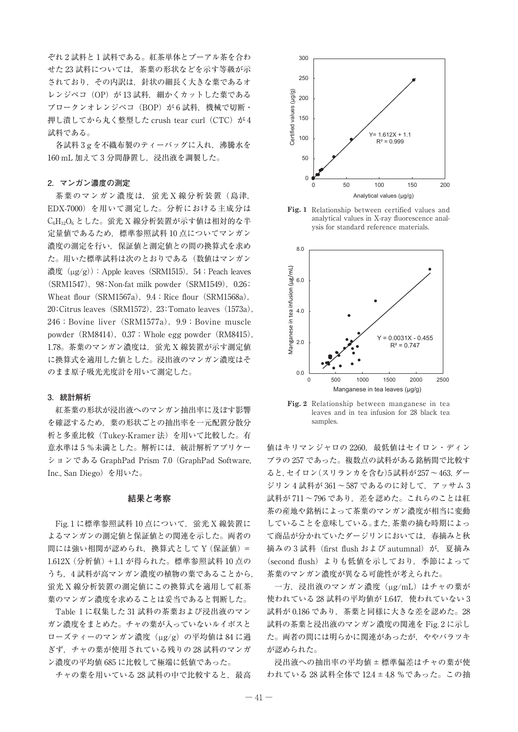ぞれ2試料と1試料である。紅茶単体とプーアル茶を合わせた23試料については，茶葉の形状などを示す等級が示されており，その内訳は，針状の細長く大きな葉であるオレンジペコ（OP）が13試料，細かくカットした葉であるブロークンオレンジペコ（BOP）が6試料，機械で切断・押し潰してから丸く整型したcrush tear curl（CTC）が4試料である。

各試料3 gを不織布製のティーバッグに入れ，沸騰水を160 mL加えて3分間静置し，浸出液を調製した。

### 2. マンガン濃度の測定

茶葉のマンガン濃度は，蛍光X線分析装置（島津，EDX-7000）を用いて測定した。分析における主成分は$C_6H_{12}O_6$とした。蛍光X線分析装置が示す値は相対的な半定量値であるため，標準参照試料10点についてマンガン濃度の測定を行い，保証値と測定値との間の換算式を求めた。用いた標準試料は次のとおりである（数値はマンガン濃度（μg/g））：Apple leaves（SRM1515），54；Peach leaves（SRM1547），98；Non-fat milk powder（SRM1549），0.26；Wheat flour（SRM1567a），9.4；Rice flour（SRM1568a），20；Citrus leaves（SRM1572），23；Tomato leaves（1573a），246；Bovine liver（SRM1577a），9.9；Bovine muscle powder（RM8414），0.37；Whole egg powder（RM8415），1.78。茶葉のマンガン濃度は，蛍光X線装置が示す測定値に換算式を適用した値とした。浸出液のマンガン濃度はそのまま原子吸光光度計を用いて測定した。

### 3. 統計解析

紅茶葉の形状が浸出液へのマンガン抽出率に及ぼす影響を確認するため，葉の形状ごとの抽出率を一元配置分散分析と多重比較（Tukey-Kramer法）を用いて比較した。有意水準は5 %未満とした。解析には，統計解析アプリケーションであるGraphPad Prism 7.0（GraphPad Software, Inc., San Diego）を用いた。

## 結果と考察

Fig. 1に標準参照試料10点について，蛍光X線装置によるマンガンの測定値と保証値との関連を示した。両者の間には強い相関が認められ，換算式としてY（保証値）= 1.612X（分析値）+ 1.1が得られた。標準参照試料10点のうち，4試料が高マンガン濃度の植物の葉であることから，蛍光X線分析装置の測定値にこの換算式を適用して紅茶葉のマンガン濃度を求めることは妥当であると判断した。

Table 1に収集した31試料の茶葉および浸出液のマンガン濃度をまとめた。チャの葉が入っていないルイボスとローズティーのマンガン濃度（μg/g）の平均値は84に過ぎず，チャの葉が使用されている残りの28試料のマンガン濃度の平均値685に比較して極端に低値であった。

チャの葉を用いている28試料の中で比較すると，最高値はキリマンジャロの2260，最低値はセイロン・ディンブラの257であった。複数点の試料がある銘柄間で比較すると，セイロン（スリランカを含む）5試料が257～463，ダージリン4試料が361～587であるのに対して，アッサム3試料が711～796であり，差を認めた。これらのことは紅茶の産地や銘柄によって茶葉のマンガン濃度が相当に変動していることを意味している。また，茶葉の摘む時期によって商品が分かれていたダージリンにおいては，春摘みと秋摘みの3試料（first flushおよびautumnal）が，夏摘み（second flush）よりも低値を示しており，季節によって茶葉のマンガン濃度が異なる可能性が考えられた。

一方，浸出液のマンガン濃度（μg/mL）はチャの葉が使われている28試料の平均値が1.647，使われていない3試料が0.186であり，茶葉と同様に大きな差を認めた。28試料の茶葉と浸出液のマンガン濃度の関連をFig. 2に示した。両者の間には明らかに関連があったが，ややバラツキが認められた。

浸出液への抽出率の平均値 ± 標準偏差はチャの葉が使われている28試料全体で12.4 ± 4.8 %であった。この抽

**Fig. 1** Relationship between certified values and analytical values in X-ray fluorescence analysis for standard reference materials.

**Fig. 2** Relationship between manganese in tea leaves and in tea infusion for 28 black tea samples.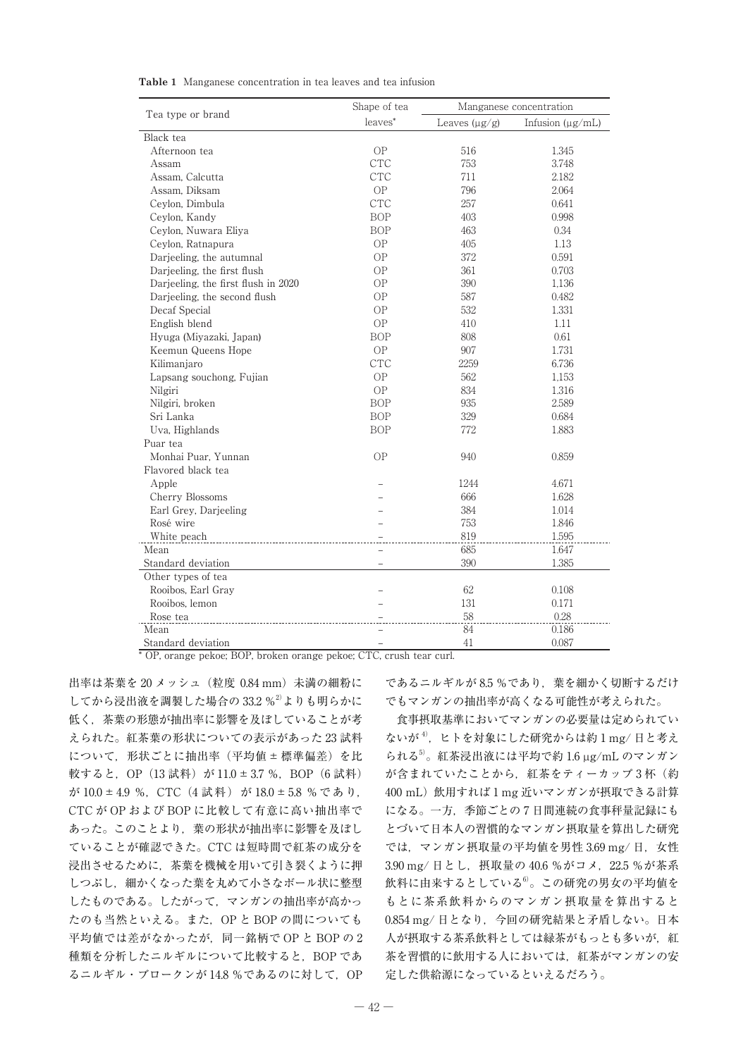**Table 1** Manganese concentration in tea leaves and tea infusion

| Tea type or brand | Shape of tea leaves* | Manganese concentration | |
|---|---|---|---|
| | | Leaves (μg/g) | Infusion (μg/mL) |
| Black tea | | | |
| Afternoon tea | OP | 516 | 1.345 |
| Assam | CTC | 753 | 3.748 |
| Assam, Calcutta | CTC | 711 | 2.182 |
| Assam, Diksam | OP | 796 | 2.064 |
| Ceylon, Dimbula | CTC | 257 | 0.641 |
| Ceylon, Kandy | BOP | 403 | 0.998 |
| Ceylon, Nuwara Eliya | BOP | 463 | 0.34 |
| Ceylon, Ratnapura | OP | 405 | 1.13 |
| Darjeeling, the autumnal | OP | 372 | 0.591 |
| Darjeeling, the first flush | OP | 361 | 0.703 |
| Darjeeling, the first flush in 2020 | OP | 390 | 1.136 |
| Darjeeling, the second flush | OP | 587 | 0.482 |
| Decaf Special | OP | 532 | 1.331 |
| English blend | OP | 410 | 1.11 |
| Hyuga (Miyazaki, Japan) | BOP | 808 | 0.61 |
| Keemun Queens Hope | OP | 907 | 1.731 |
| Kilimanjaro | CTC | 2259 | 6.736 |
| Lapsang souchong, Fujian | OP | 562 | 1.153 |
| Nilgiri | OP | 834 | 1.316 |
| Nilgiri, broken | BOP | 935 | 2.589 |
| Sri Lanka | BOP | 329 | 0.684 |
| Uva, Highlands | BOP | 772 | 1.883 |
| Puar tea | | | |
| Monhai Puar, Yunnan | OP | 940 | 0.859 |
| Flavored black tea | | | |
| Apple | – | 1244 | 4.671 |
| Cherry Blossoms | – | 666 | 1.628 |
| Earl Grey, Darjeeling | – | 384 | 1.014 |
| Rosé wire | – | 753 | 1.846 |
| White peach | – | 819 | 1.595 |
| Mean | – | 685 | 1.647 |
| Standard deviation | – | 390 | 1.385 |
| Other types of tea | | | |
| Rooibos, Earl Gray | – | 62 | 0.108 |
| Rooibos, lemon | – | 131 | 0.171 |
| Rose tea | – | 58 | 0.28 |
| Mean | – | 84 | 0.186 |
| Standard deviation | – | 41 | 0.087 |

* OP, orange pekoe; BOP, broken orange pekoe; CTC, crush tear curl.

出率は茶葉を 20 メッシュ（粒度 0.84 mm）未満の細粉にしてから浸出液を調製した場合の 33.2 %[2] よりも明らかに低く，茶葉の形態が抽出率に影響を及ぼしていることが考えられた。紅茶葉の形状についての表示があった 23 試料について，形状ごとに抽出率（平均値 ± 標準偏差）を比較すると，OP（13 試料）が 11.0 ± 3.7 %，BOP（6 試料）が 10.0 ± 4.9 %，CTC（4 試料）が 18.0 ± 5.8 % であり，CTC が OP および BOP に比較して有意に高い抽出率であった。このことより，葉の形状が抽出率に影響を及ぼしていることが確認できた。CTC は短時間で紅茶の成分を浸出させるために，茶葉を機械を用いて引き裂くように押しつぶし，細かくなった葉を丸めて小さなボール状に整型したものである。したがって，マンガンの抽出率が高かったのも当然といえる。また，OP と BOP の間についても平均値では差がなかったが，同一銘柄で OP と BOP の 2 種類を分析したニルギルについて比較すると，BOP であるニルギル・ブロークンが 14.8 % であるのに対して，OP であるニルギルが 8.5 % であり，葉を細かく切断するだけでもマンガンの抽出率が高くなる可能性が考えられた。

食事摂取基準においてマンガンの必要量は定められていないが[4]，ヒトを対象にした研究からは約 1 mg/ 日と考えられる[5]。紅茶浸出液には平均で約 1.6 μg/mL のマンガンが含まれていたことから，紅茶をティーカップ 3 杯（約 400 mL）飲用すれば 1 mg 近いマンガンが摂取できる計算になる。一方，季節ごとの 7 日間連続の食事秤量記録にもとづいて日本人の習慣的なマンガン摂取量を算出した研究では，マンガン摂取量の平均値を男性 3.69 mg/ 日，女性 3.90 mg/ 日とし，摂取量の 40.6 % がコメ，22.5 % が茶系飲料に由来するとしている[6]。この研究の男女の平均値をもとに茶系飲料からのマンガン摂取量を算出すると 0.854 mg/ 日となり，今回の研究結果と矛盾しない。日本人が摂取する茶系飲料としては緑茶がもっとも多いが，紅茶を習慣的に飲用する人においては，紅茶がマンガンの安定した供給源になっているといえるだろう。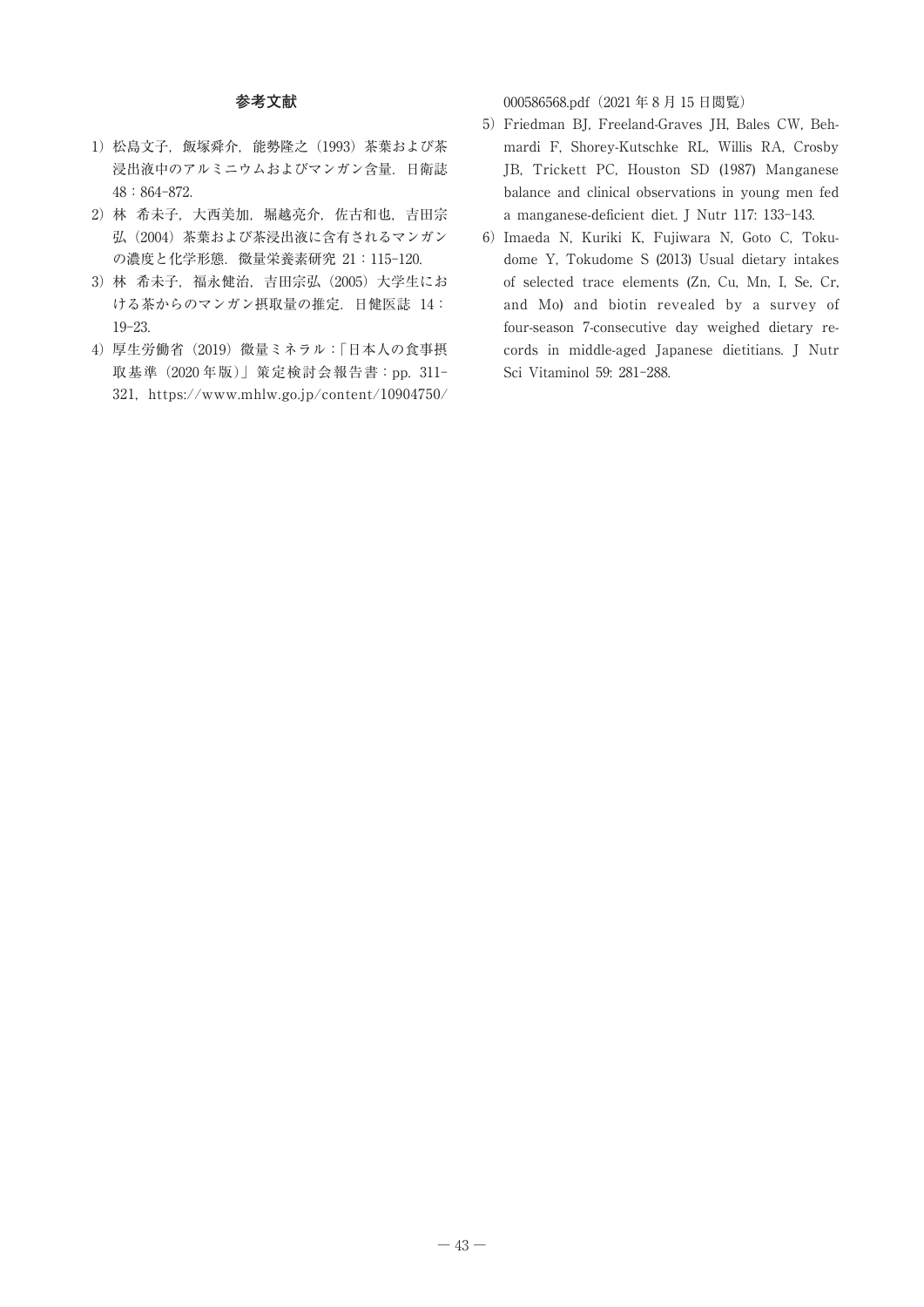## 参考文献

1）松島文子，飯塚舜介，能勢隆之（1993）茶葉および茶浸出液中のアルミニウムおよびマンガン含量．日衛誌 48：864-872.
2）林 希未子，大西美加，堀越亮介，佐古和也，吉田宗弘（2004）茶葉および茶浸出液に含有されるマンガンの濃度と化学形態．微量栄養素研究 21：115-120.
3）林 希未子，福永健治，吉田宗弘（2005）大学生における茶からのマンガン摂取量の推定．日健医誌 14：19-23.
4）厚生労働省（2019）微量ミネラル：「日本人の食事摂取基準（2020 年版）」策定検討会報告書：pp. 311-321，https://www.mhlw.go.jp/content/10904750/000586568.pdf（2021 年 8 月 15 日閲覧）
5）Friedman BJ, Freeland-Graves JH, Bales CW, Behmardi F, Shorey-Kutschke RL, Willis RA, Crosby JB, Trickett PC, Houston SD (1987) Manganese balance and clinical observations in young men fed a manganese-deficient diet. J Nutr 117: 133-143.
6）Imaeda N, Kuriki K, Fujiwara N, Goto C, Tokudome Y, Tokudome S (2013) Usual dietary intakes of selected trace elements (Zn, Cu, Mn, I, Se, Cr, and Mo) and biotin revealed by a survey of four-season 7-consecutive day weighed dietary records in middle-aged Japanese dietitians. J Nutr Sci Vitaminol 59: 281-288.